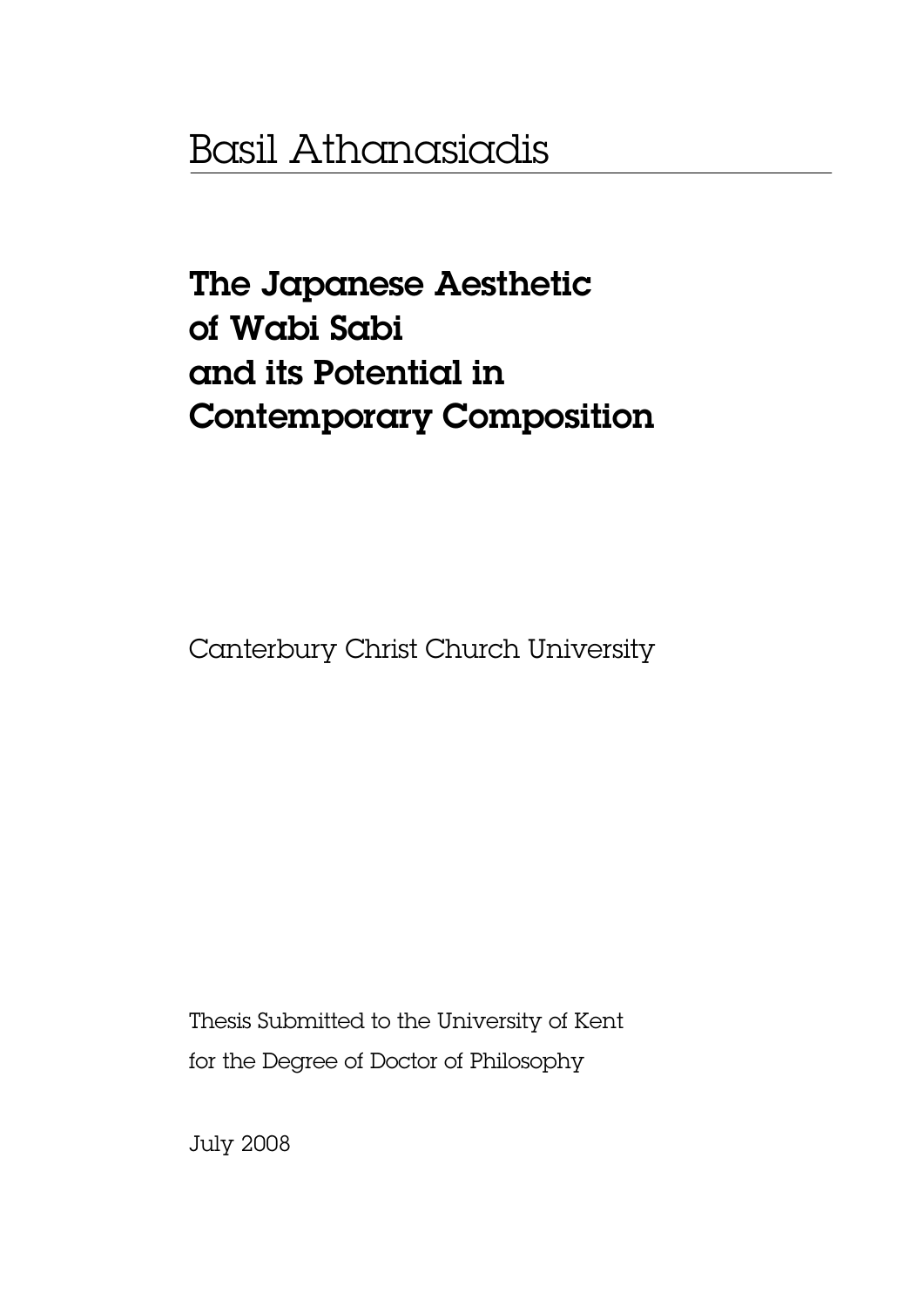Basil Athanasiadis

# The Japanese Aesthetic of Wabi Sabi and its Potential in Contemporary Composition

Canterbury Christ Church University

Thesis Submitted to the University of Kent
for the Degree of Doctor of Philosophy

July 2008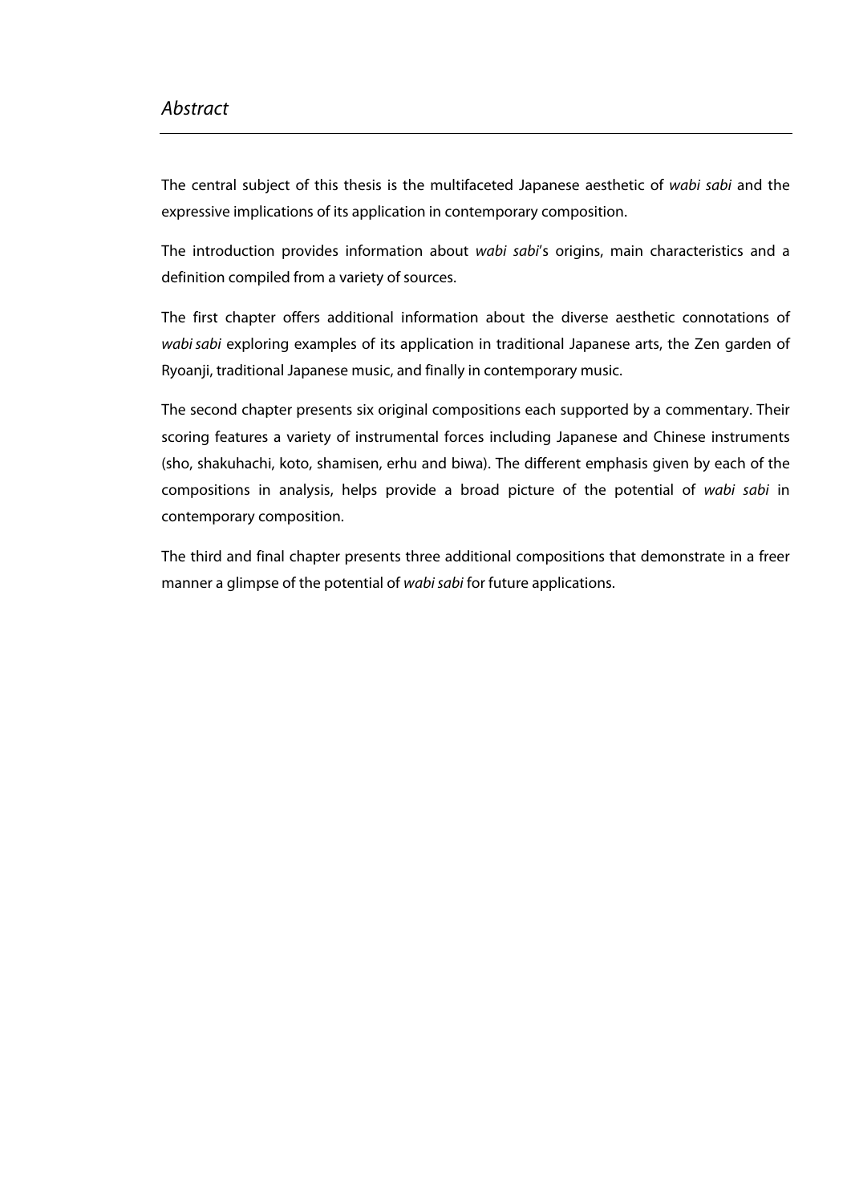## *Abstract*

The central subject of this thesis is the multifaceted Japanese aesthetic of *wabi sabi* and the expressive implications of its application in contemporary composition.

The introduction provides information about *wabi sabi*'s origins, main characteristics and a definition compiled from a variety of sources.

The first chapter offers additional information about the diverse aesthetic connotations of *wabi sabi* exploring examples of its application in traditional Japanese arts, the Zen garden of Ryoanji, traditional Japanese music, and finally in contemporary music.

The second chapter presents six original compositions each supported by a commentary. Their scoring features a variety of instrumental forces including Japanese and Chinese instruments (sho, shakuhachi, koto, shamisen, erhu and biwa). The different emphasis given by each of the compositions in analysis, helps provide a broad picture of the potential of *wabi sabi* in contemporary composition.

The third and final chapter presents three additional compositions that demonstrate in a freer manner a glimpse of the potential of *wabi sabi* for future applications.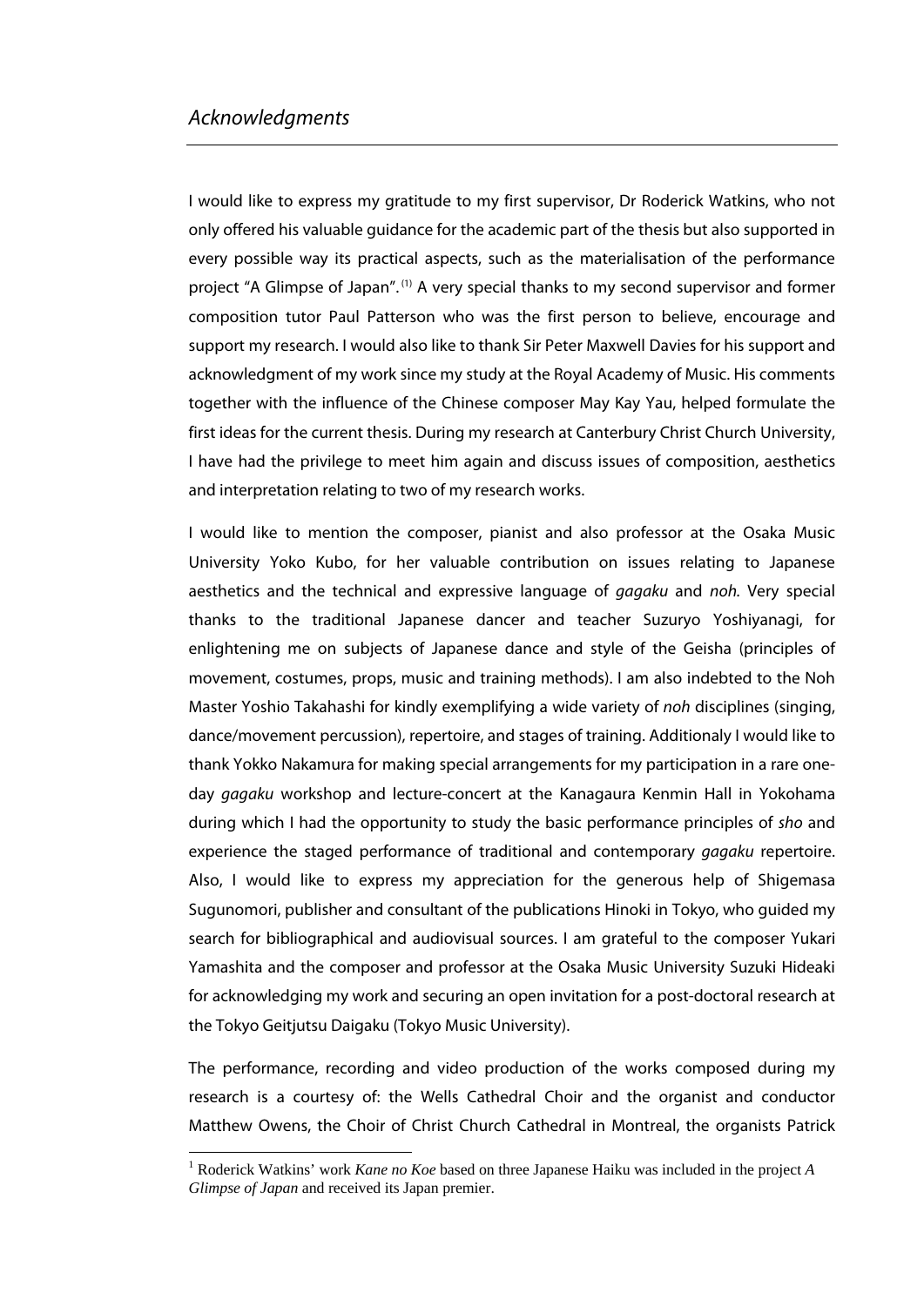## *Acknowledgments*

I would like to express my gratitude to my first supervisor, Dr Roderick Watkins, who not only offered his valuable guidance for the academic part of the thesis but also supported in every possible way its practical aspects, such as the materialisation of the performance project "A Glimpse of Japan".[1] A very special thanks to my second supervisor and former composition tutor Paul Patterson who was the first person to believe, encourage and support my research. I would also like to thank Sir Peter Maxwell Davies for his support and acknowledgment of my work since my study at the Royal Academy of Music. His comments together with the influence of the Chinese composer May Kay Yau, helped formulate the first ideas for the current thesis. During my research at Canterbury Christ Church University, I have had the privilege to meet him again and discuss issues of composition, aesthetics and interpretation relating to two of my research works.

I would like to mention the composer, pianist and also professor at the Osaka Music University Yoko Kubo, for her valuable contribution on issues relating to Japanese aesthetics and the technical and expressive language of *gagaku* and *noh*. Very special thanks to the traditional Japanese dancer and teacher Suzuryo Yoshiyanagi, for enlightening me on subjects of Japanese dance and style of the Geisha (principles of movement, costumes, props, music and training methods). I am also indebted to the Noh Master Yoshio Takahashi for kindly exemplifying a wide variety of *noh* disciplines (singing, dance/movement percussion), repertoire, and stages of training. Additionaly I would like to thank Yokko Nakamura for making special arrangements for my participation in a rare one-day *gagaku* workshop and lecture-concert at the Kanagaura Kenmin Hall in Yokohama during which I had the opportunity to study the basic performance principles of *sho* and experience the staged performance of traditional and contemporary *gagaku* repertoire. Also, I would like to express my appreciation for the generous help of Shigemasa Sugunomori, publisher and consultant of the publications Hinoki in Tokyo, who guided my search for bibliographical and audiovisual sources. I am grateful to the composer Yukari Yamashita and the composer and professor at the Osaka Music University Suzuki Hideaki for acknowledging my work and securing an open invitation for a post-doctoral research at the Tokyo Geitjutsu Daigaku (Tokyo Music University).

The performance, recording and video production of the works composed during my research is a courtesy of: the Wells Cathedral Choir and the organist and conductor Matthew Owens, the Choir of Christ Church Cathedral in Montreal, the organists Patrick

---

[1] Roderick Watkins' work *Kane no Koe* based on three Japanese Haiku was included in the project *A Glimpse of Japan* and received its Japan premier.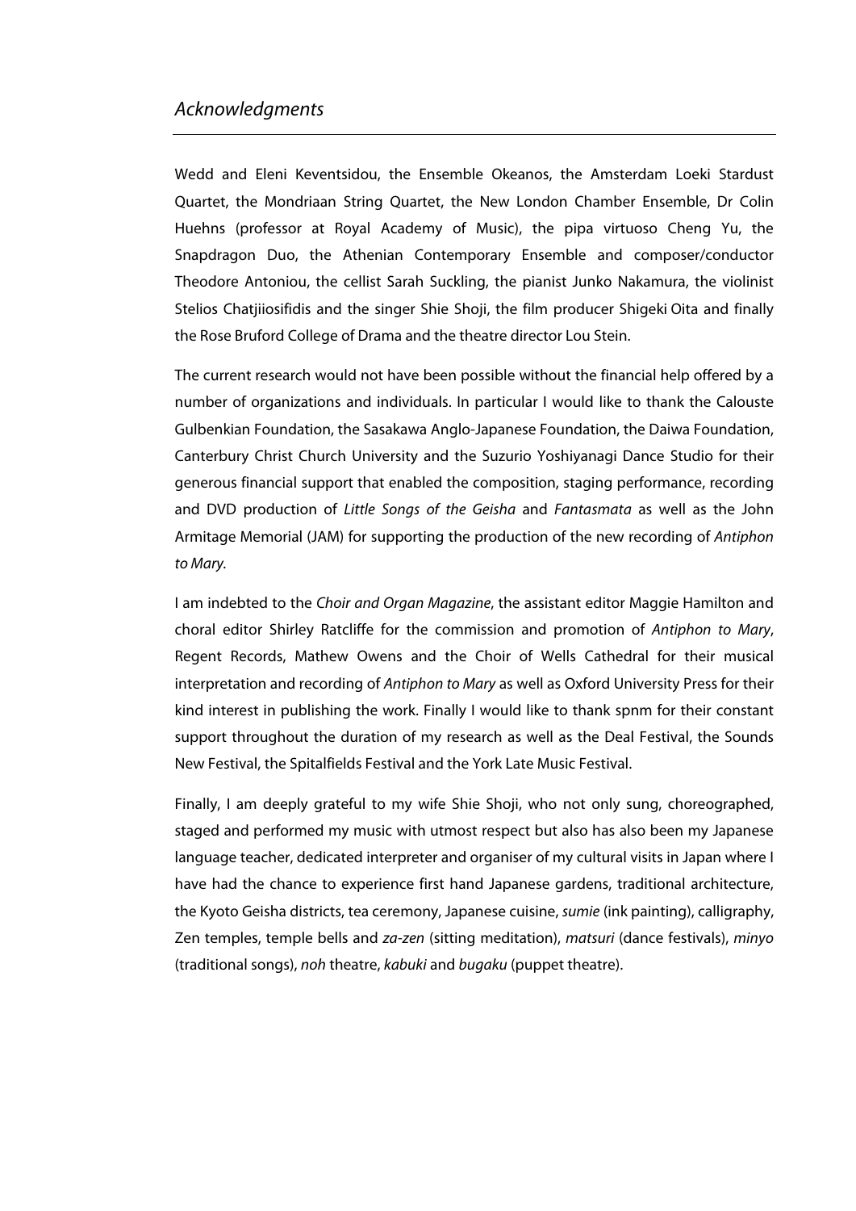## *Acknowledgments*

Wedd and Eleni Keventsidou, the Ensemble Okeanos, the Amsterdam Loeki Stardust Quartet, the Mondriaan String Quartet, the New London Chamber Ensemble, Dr Colin Huehns (professor at Royal Academy of Music), the pipa virtuoso Cheng Yu, the Snapdragon Duo, the Athenian Contemporary Ensemble and composer/conductor Theodore Antoniou, the cellist Sarah Suckling, the pianist Junko Nakamura, the violinist Stelios Chatjiiosifidis and the singer Shie Shoji, the film producer Shigeki Oita and finally the Rose Bruford College of Drama and the theatre director Lou Stein.

The current research would not have been possible without the financial help offered by a number of organizations and individuals. In particular I would like to thank the Calouste Gulbenkian Foundation, the Sasakawa Anglo-Japanese Foundation, the Daiwa Foundation, Canterbury Christ Church University and the Suzurio Yoshiyanagi Dance Studio for their generous financial support that enabled the composition, staging performance, recording and DVD production of *Little Songs of the Geisha* and *Fantasmata* as well as the John Armitage Memorial (JAM) for supporting the production of the new recording of *Antiphon to Mary*.

I am indebted to the *Choir and Organ Magazine*, the assistant editor Maggie Hamilton and choral editor Shirley Ratcliffe for the commission and promotion of *Antiphon to Mary*, Regent Records, Mathew Owens and the Choir of Wells Cathedral for their musical interpretation and recording of *Antiphon to Mary* as well as Oxford University Press for their kind interest in publishing the work. Finally I would like to thank spnm for their constant support throughout the duration of my research as well as the Deal Festival, the Sounds New Festival, the Spitalfields Festival and the York Late Music Festival.

Finally, I am deeply grateful to my wife Shie Shoji, who not only sung, choreographed, staged and performed my music with utmost respect but also has also been my Japanese language teacher, dedicated interpreter and organiser of my cultural visits in Japan where I have had the chance to experience first hand Japanese gardens, traditional architecture, the Kyoto Geisha districts, tea ceremony, Japanese cuisine, *sumie* (ink painting), calligraphy, Zen temples, temple bells and *za-zen* (sitting meditation), *matsuri* (dance festivals), *minyo* (traditional songs), *noh* theatre, *kabuki* and *bugaku* (puppet theatre).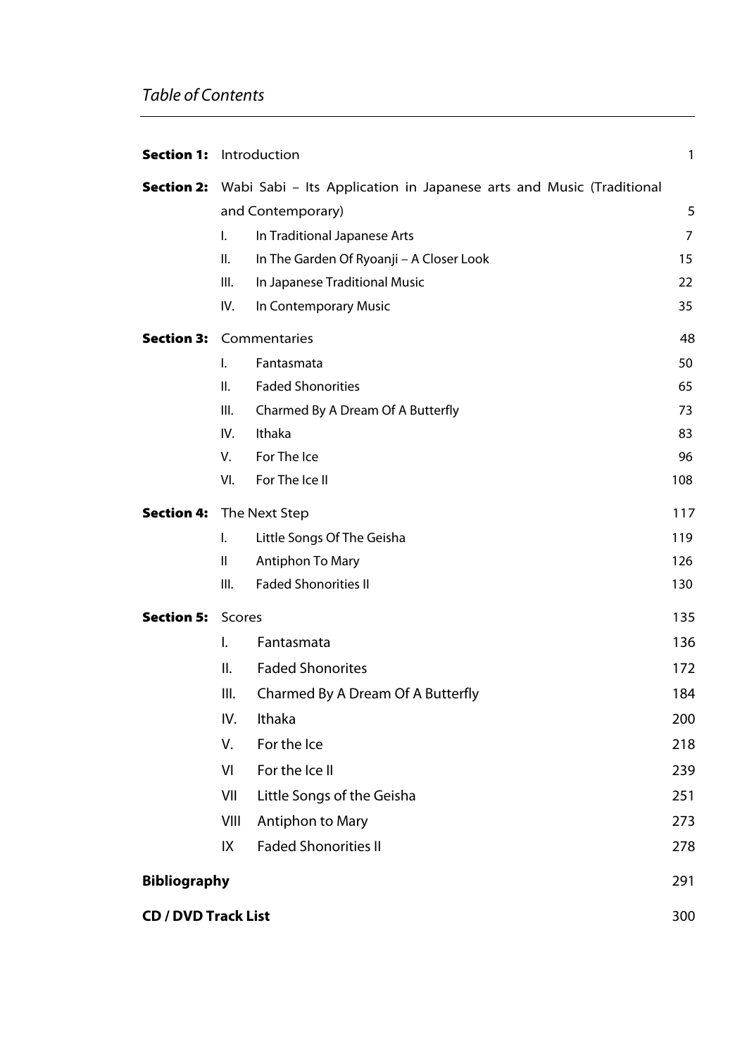*Table of Contents*

| | | | |
|---|---|---|---|
| **Section 1:** | Introduction | | 1 |
| **Section 2:** | Wabi Sabi – Its Application in Japanese arts and Music (Traditional and Contemporary) | | 5 |
| | I. | In Traditional Japanese Arts | 7 |
| | II. | In The Garden Of Ryoanji – A Closer Look | 15 |
| | III. | In Japanese Traditional Music | 22 |
| | IV. | In Contemporary Music | 35 |
| **Section 3:** | Commentaries | | 48 |
| | I. | Fantasmata | 50 |
| | II. | Faded Shonorities | 65 |
| | III. | Charmed By A Dream Of A Butterfly | 73 |
| | IV. | Ithaka | 83 |
| | V. | For The Ice | 96 |
| | VI. | For The Ice II | 108 |
| **Section 4:** | The Next Step | | 117 |
| | I. | Little Songs Of The Geisha | 119 |
| | II | Antiphon To Mary | 126 |
| | III. | Faded Shonorities II | 130 |
| **Section 5:** | Scores | | 135 |
| | I. | Fantasmata | 136 |
| | II. | Faded Shonorites | 172 |
| | III. | Charmed By A Dream Of A Butterfly | 184 |
| | IV. | Ithaka | 200 |
| | V. | For the Ice | 218 |
| | VI | For the Ice II | 239 |
| | VII | Little Songs of the Geisha | 251 |
| | VIII | Antiphon to Mary | 273 |
| | IX | Faded Shonorities II | 278 |
| **Bibliography** | | | 291 |
| **CD / DVD Track List** | | | 300 |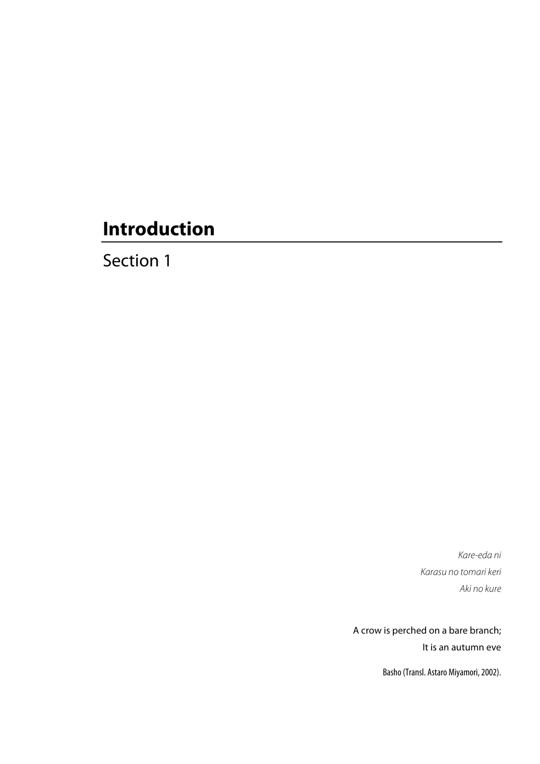# Introduction

## Section 1

*Kare-eda ni*
*Karasu no tomari keri*
*Aki no kure*

A crow is perched on a bare branch;
It is an autumn eve

Basho (Transl. Astaro Miyamori, 2002).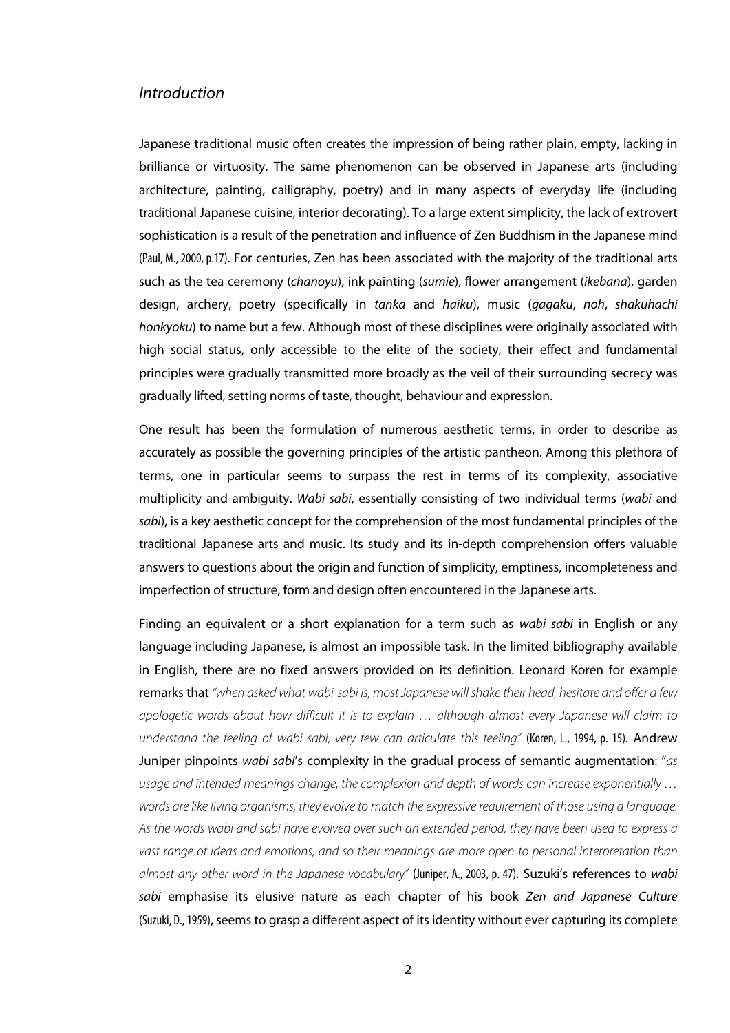## *Introduction*

Japanese traditional music often creates the impression of being rather plain, empty, lacking in brilliance or virtuosity. The same phenomenon can be observed in Japanese arts (including architecture, painting, calligraphy, poetry) and in many aspects of everyday life (including traditional Japanese cuisine, interior decorating). To a large extent simplicity, the lack of extrovert sophistication is a result of the penetration and influence of Zen Buddhism in the Japanese mind (Paul, M., 2000, p.17). For centuries, Zen has been associated with the majority of the traditional arts such as the tea ceremony (*chanoyu*), ink painting (*sumie*), flower arrangement (*ikebana*), garden design, archery, poetry (specifically in *tanka* and *haiku*), music (*gagaku*, *noh*, *shakuhachi honkyoku*) to name but a few. Although most of these disciplines were originally associated with high social status, only accessible to the elite of the society, their effect and fundamental principles were gradually transmitted more broadly as the veil of their surrounding secrecy was gradually lifted, setting norms of taste, thought, behaviour and expression.

One result has been the formulation of numerous aesthetic terms, in order to describe as accurately as possible the governing principles of the artistic pantheon. Among this plethora of terms, one in particular seems to surpass the rest in terms of its complexity, associative multiplicity and ambiguity. *Wabi sabi*, essentially consisting of two individual terms (*wabi* and *sabi*), is a key aesthetic concept for the comprehension of the most fundamental principles of the traditional Japanese arts and music. Its study and its in-depth comprehension offers valuable answers to questions about the origin and function of simplicity, emptiness, incompleteness and imperfection of structure, form and design often encountered in the Japanese arts.

Finding an equivalent or a short explanation for a term such as *wabi sabi* in English or any language including Japanese, is almost an impossible task. In the limited bibliography available in English, there are no fixed answers provided on its definition. Leonard Koren for example remarks that *"when asked what wabi-sabi is, most Japanese will shake their head, hesitate and offer a few apologetic words about how difficult it is to explain … although almost every Japanese will claim to understand the feeling of wabi sabi, very few can articulate this feeling"* (Koren, L., 1994, p. 15). Andrew Juniper pinpoints *wabi sabi*'s complexity in the gradual process of semantic augmentation: "*as usage and intended meanings change, the complexion and depth of words can increase exponentially … words are like living organisms, they evolve to match the expressive requirement of those using a language. As the words wabi and sabi have evolved over such an extended period, they have been used to express a vast range of ideas and emotions, and so their meanings are more open to personal interpretation than almost any other word in the Japanese vocabulary*" (Juniper, A., 2003, p. 47). Suzuki's references to *wabi sabi* emphasise its elusive nature as each chapter of his book *Zen and Japanese Culture* (Suzuki, D., 1959), seems to grasp a different aspect of its identity without ever capturing its complete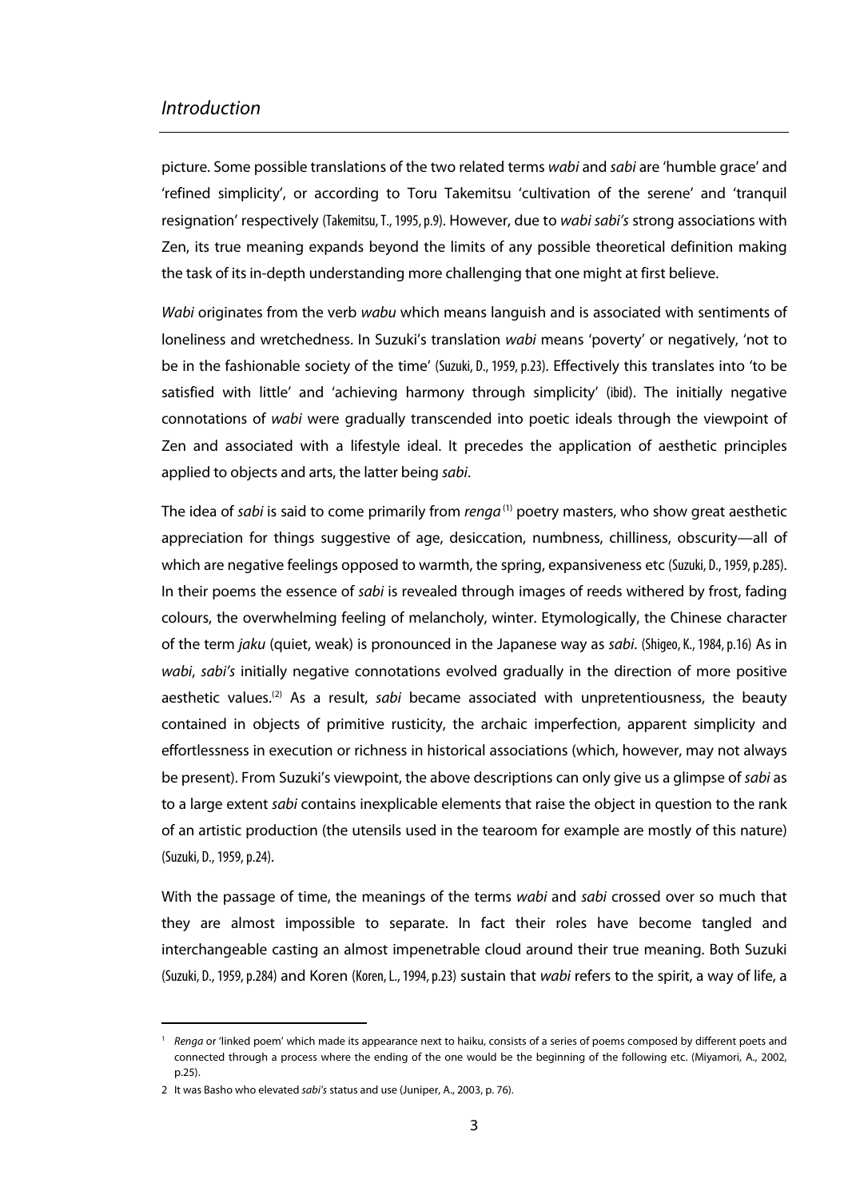picture. Some possible translations of the two related terms *wabi* and *sabi* are 'humble grace' and 'refined simplicity', or according to Toru Takemitsu 'cultivation of the serene' and 'tranquil resignation' respectively (Takemitsu, T., 1995, p.9). However, due to *wabi sabi's* strong associations with Zen, its true meaning expands beyond the limits of any possible theoretical definition making the task of its in-depth understanding more challenging that one might at first believe.

*Wabi* originates from the verb *wabu* which means languish and is associated with sentiments of loneliness and wretchedness. In Suzuki's translation *wabi* means 'poverty' or negatively, 'not to be in the fashionable society of the time' (Suzuki, D., 1959, p.23). Effectively this translates into 'to be satisfied with little' and 'achieving harmony through simplicity' (ibid). The initially negative connotations of *wabi* were gradually transcended into poetic ideals through the viewpoint of Zen and associated with a lifestyle ideal. It precedes the application of aesthetic principles applied to objects and arts, the latter being *sabi*.

The idea of *sabi* is said to come primarily from *renga* [(1)] poetry masters, who show great aesthetic appreciation for things suggestive of age, desiccation, numbness, chilliness, obscurity—all of which are negative feelings opposed to warmth, the spring, expansiveness etc (Suzuki, D., 1959, p.285). In their poems the essence of *sabi* is revealed through images of reeds withered by frost, fading colours, the overwhelming feeling of melancholy, winter. Etymologically, the Chinese character of the term *jaku* (quiet, weak) is pronounced in the Japanese way as *sabi*. (Shigeo, K., 1984, p.16) As in *wabi*, *sabi's* initially negative connotations evolved gradually in the direction of more positive aesthetic values.[(2)] As a result, *sabi* became associated with unpretentiousness, the beauty contained in objects of primitive rusticity, the archaic imperfection, apparent simplicity and effortlessness in execution or richness in historical associations (which, however, may not always be present). From Suzuki's viewpoint, the above descriptions can only give us a glimpse of *sabi* as to a large extent *sabi* contains inexplicable elements that raise the object in question to the rank of an artistic production (the utensils used in the tearoom for example are mostly of this nature) (Suzuki, D., 1959, p.24).

With the passage of time, the meanings of the terms *wabi* and *sabi* crossed over so much that they are almost impossible to separate. In fact their roles have become tangled and interchangeable casting an almost impenetrable cloud around their true meaning. Both Suzuki (Suzuki, D., 1959, p.284) and Koren (Koren, L., 1994, p.23) sustain that *wabi* refers to the spirit, a way of life, a

---

1 *Renga* or 'linked poem' which made its appearance next to haiku, consists of a series of poems composed by different poets and connected through a process where the ending of the one would be the beginning of the following etc. (Miyamori, A., 2002, p.25).

2 It was Basho who elevated *sabi's* status and use (Juniper, A., 2003, p. 76).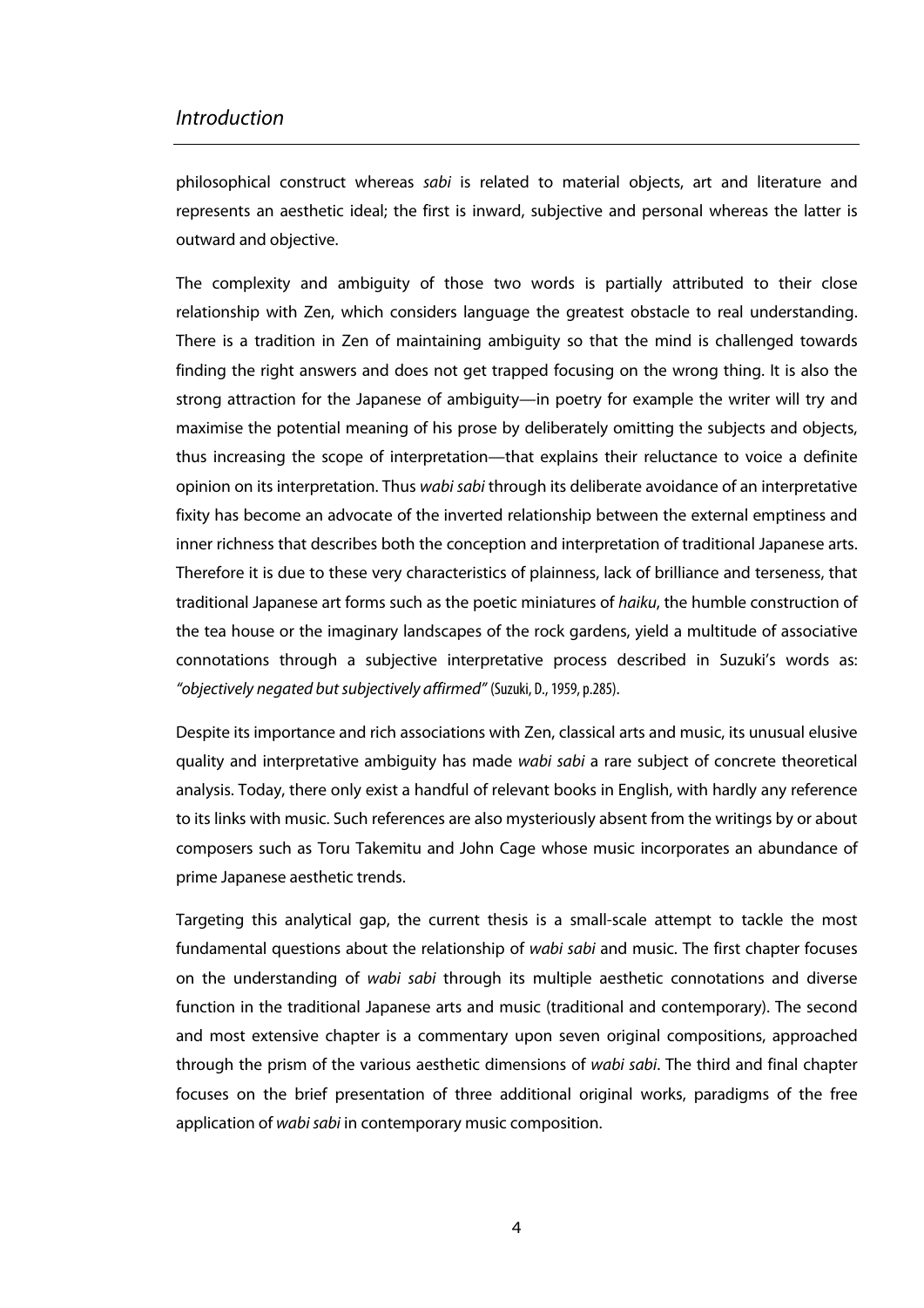philosophical construct whereas *sabi* is related to material objects, art and literature and represents an aesthetic ideal; the first is inward, subjective and personal whereas the latter is outward and objective.

The complexity and ambiguity of those two words is partially attributed to their close relationship with Zen, which considers language the greatest obstacle to real understanding. There is a tradition in Zen of maintaining ambiguity so that the mind is challenged towards finding the right answers and does not get trapped focusing on the wrong thing. It is also the strong attraction for the Japanese of ambiguity—in poetry for example the writer will try and maximise the potential meaning of his prose by deliberately omitting the subjects and objects, thus increasing the scope of interpretation—that explains their reluctance to voice a definite opinion on its interpretation. Thus *wabi sabi* through its deliberate avoidance of an interpretative fixity has become an advocate of the inverted relationship between the external emptiness and inner richness that describes both the conception and interpretation of traditional Japanese arts. Therefore it is due to these very characteristics of plainness, lack of brilliance and terseness, that traditional Japanese art forms such as the poetic miniatures of *haiku*, the humble construction of the tea house or the imaginary landscapes of the rock gardens, yield a multitude of associative connotations through a subjective interpretative process described in Suzuki's words as: *"objectively negated but subjectively affirmed"* (Suzuki, D., 1959, p.285).

Despite its importance and rich associations with Zen, classical arts and music, its unusual elusive quality and interpretative ambiguity has made *wabi sabi* a rare subject of concrete theoretical analysis. Today, there only exist a handful of relevant books in English, with hardly any reference to its links with music. Such references are also mysteriously absent from the writings by or about composers such as Toru Takemitu and John Cage whose music incorporates an abundance of prime Japanese aesthetic trends.

Targeting this analytical gap, the current thesis is a small-scale attempt to tackle the most fundamental questions about the relationship of *wabi sabi* and music. The first chapter focuses on the understanding of *wabi sabi* through its multiple aesthetic connotations and diverse function in the traditional Japanese arts and music (traditional and contemporary). The second and most extensive chapter is a commentary upon seven original compositions, approached through the prism of the various aesthetic dimensions of *wabi sabi*. The third and final chapter focuses on the brief presentation of three additional original works, paradigms of the free application of *wabi sabi* in contemporary music composition.